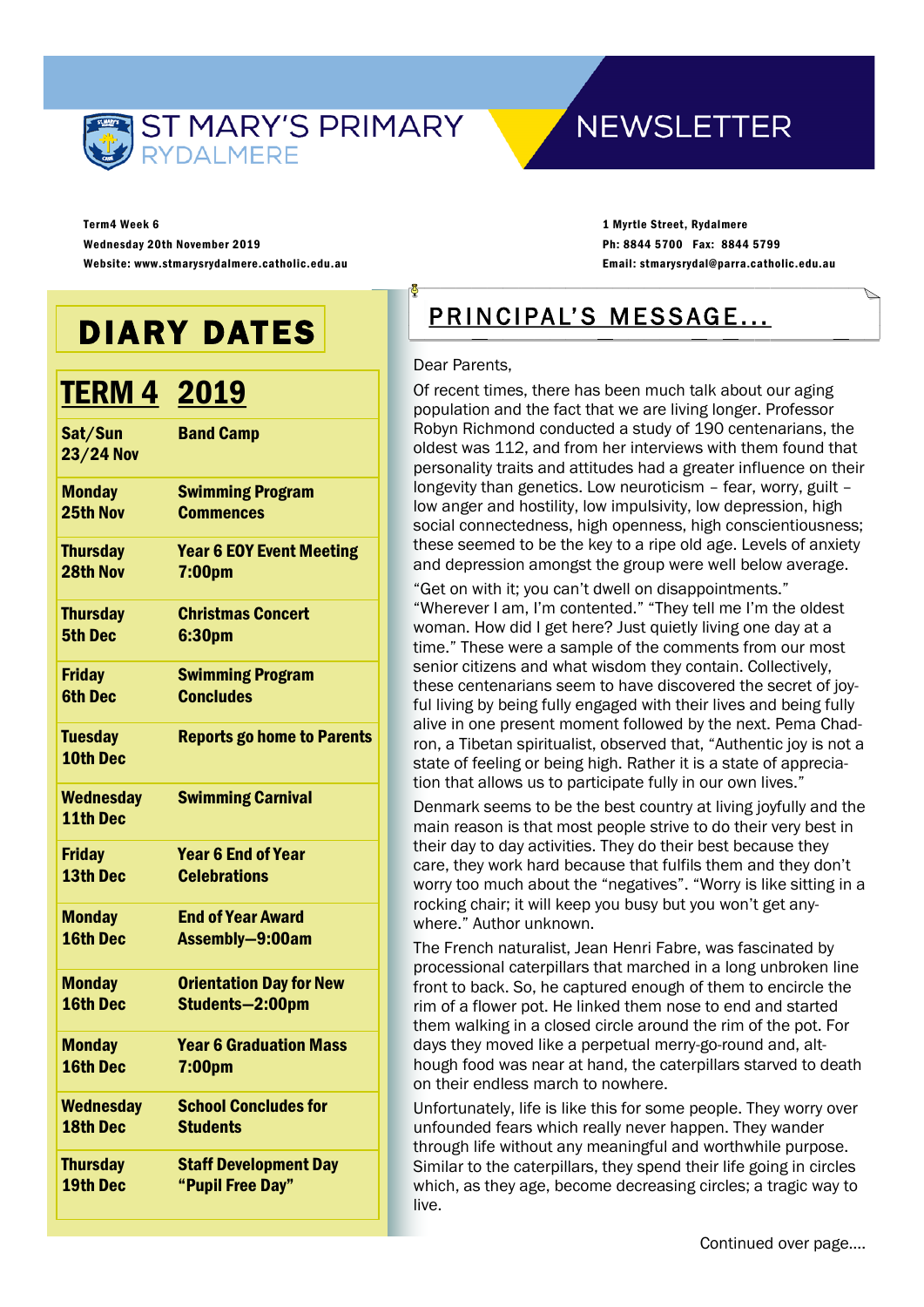# ST MARY'S PRIMARY RYDALMERE NEWSLETTER

Term4 Week 6
Wednesday 20th November 2019
Website: www.stmarysrydalmere.catholic.edu.au

1 Myrtle Street, Rydalmere
Ph: 8844 5700 Fax: 8844 5799
Email: stmarysrydal@parra.catholic.edu.au

## DIARY DATES

| TERM 4 | 2019 |
|---|---|
| Sat/Sun 23/24 Nov | Band Camp |
| Monday 25th Nov | Swimming Program Commences |
| Thursday 28th Nov | Year 6 EOY Event Meeting 7:00pm |
| Thursday 5th Dec | Christmas Concert 6:30pm |
| Friday 6th Dec | Swimming Program Concludes |
| Tuesday 10th Dec | Reports go home to Parents |
| Wednesday 11th Dec | Swimming Carnival |
| Friday 13th Dec | Year 6 End of Year Celebrations |
| Monday 16th Dec | End of Year Award Assembly—9:00am |
| Monday 16th Dec | Orientation Day for New Students—2:00pm |
| Monday 16th Dec | Year 6 Graduation Mass 7:00pm |
| Wednesday 18th Dec | School Concludes for Students |
| Thursday 19th Dec | Staff Development Day "Pupil Free Day" |

## PRINCIPAL'S MESSAGE...

Dear Parents,

Of recent times, there has been much talk about our aging population and the fact that we are living longer. Professor Robyn Richmond conducted a study of 190 centenarians, the oldest was 112, and from her interviews with them found that personality traits and attitudes had a greater influence on their longevity than genetics. Low neuroticism – fear, worry, guilt – low anger and hostility, low impulsivity, low depression, high social connectedness, high openness, high conscientiousness; these seemed to be the key to a ripe old age. Levels of anxiety and depression amongst the group were well below average.

"Get on with it; you can't dwell on disappointments." "Wherever I am, I'm contented." "They tell me I'm the oldest woman. How did I get here? Just quietly living one day at a time." These were a sample of the comments from our most senior citizens and what wisdom they contain. Collectively, these centenarians seem to have discovered the secret of joy-ful living by being fully engaged with their lives and being fully alive in one present moment followed by the next. Pema Chad-ron, a Tibetan spiritualist, observed that, "Authentic joy is not a state of feeling or being high. Rather it is a state of apprecia-tion that allows us to participate fully in our own lives."

Denmark seems to be the best country at living joyfully and the main reason is that most people strive to do their very best in their day to day activities. They do their best because they care, they work hard because that fulfils them and they don't worry too much about the "negatives". "Worry is like sitting in a rocking chair; it will keep you busy but you won't get any-where." Author unknown.

The French naturalist, Jean Henri Fabre, was fascinated by processional caterpillars that marched in a long unbroken line front to back. So, he captured enough of them to encircle the rim of a flower pot. He linked them nose to end and started them walking in a closed circle around the rim of the pot. For days they moved like a perpetual merry-go-round and, alt-hough food was near at hand, the caterpillars starved to death on their endless march to nowhere.

Unfortunately, life is like this for some people. They worry over unfounded fears which really never happen. They wander through life without any meaningful and worthwhile purpose. Similar to the caterpillars, they spend their life going in circles which, as they age, become decreasing circles; a tragic way to live.

Continued over page....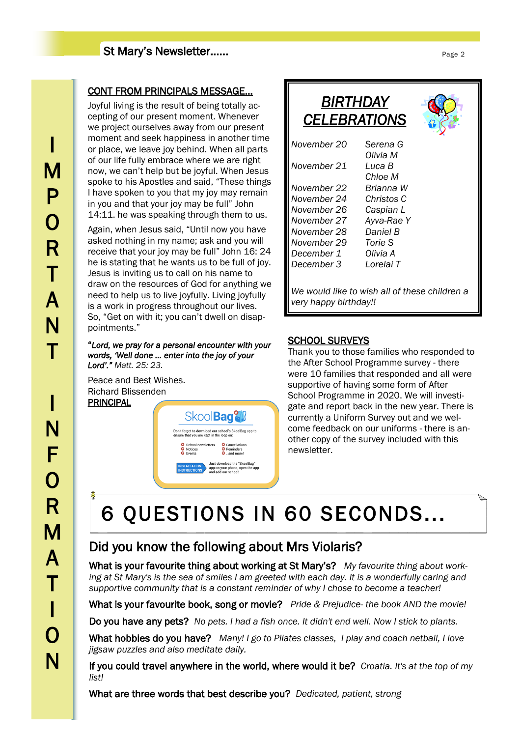IMPORTANT INFORMATION

## CONT FROM PRINCIPALS MESSAGE...

Joyful living is the result of being totally accepting of our present moment. Whenever we project ourselves away from our present moment and seek happiness in another time or place, we leave joy behind. When all parts of our life fully embrace where we are right now, we can't help but be joyful. When Jesus spoke to his Apostles and said, "These things I have spoken to you that my joy may remain in you and that your joy may be full" John 14:11. he was speaking through them to us.

Again, when Jesus said, "Until now you have asked nothing in my name; ask and you will receive that your joy may be full" John 16: 24 he is stating that he wants us to be full of joy. Jesus is inviting us to call on his name to draw on the resources of God for anything we need to help us to live joyfully. Living joyfully is a work in progress throughout our lives. So, "Get on with it; you can't dwell on disappointments."

***"Lord, we pray for a personal encounter with your words, 'Well done ... enter into the joy of your Lord'."*** *Matt. 25: 23.*

Peace and Best Wishes.
Richard Blissenden
PRINCIPAL

SkoolBag

Don't forget to download our school's SkoolBag app to ensure that you are kept in the loop on:

- School newsletters
- Notices
- Events
- Cancellations
- Reminders
- ...and more!

INSTALLATION INSTRUCTIONS: Just download the "SkoolBag" app on your phone, open the app and add our school!

## BIRTHDAY CELEBRATIONS

| | |
|---|---|
| *November 20* | *Serena G* |
| | *Olivia M* |
| *November 21* | *Luca B* |
| | *Chloe M* |
| *November 22* | *Brianna W* |
| *November 24* | *Christos C* |
| *November 26* | *Caspian L* |
| *November 27* | *Ayva-Rae Y* |
| *November 28* | *Daniel B* |
| *November 29* | *Torie S* |
| *December 1* | *Olivia A* |
| *December 3* | *Lorelai T* |

*We would like to wish all of these children a very happy birthday!!*

## SCHOOL SURVEYS

Thank you to those families who responded to the After School Programme survey - there were 10 families that responded and all were supportive of having some form of After School Programme in 2020. We will investigate and report back in the new year. There is currently a Uniform Survey out and we welcome feedback on our uniforms - there is another copy of the survey included with this newsletter.

# 6 QUESTIONS IN 60 SECONDS...

## Did you know the following about Mrs Violaris?

**What is your favourite thing about working at St Mary's?** *My favourite thing about working at St Mary's is the sea of smiles I am greeted with each day. It is a wonderfully caring and supportive community that is a constant reminder of why I chose to become a teacher!*

**What is your favourite book, song or movie?** *Pride & Prejudice- the book AND the movie!*

**Do you have any pets?** *No pets. I had a fish once. It didn't end well. Now I stick to plants.*

**What hobbies do you have?** *Many! I go to Pilates classes, I play and coach netball, I love jigsaw puzzles and also meditate daily.*

**If you could travel anywhere in the world, where would it be?** *Croatia. It's at the top of my list!*

**What are three words that best describe you?** *Dedicated, patient, strong*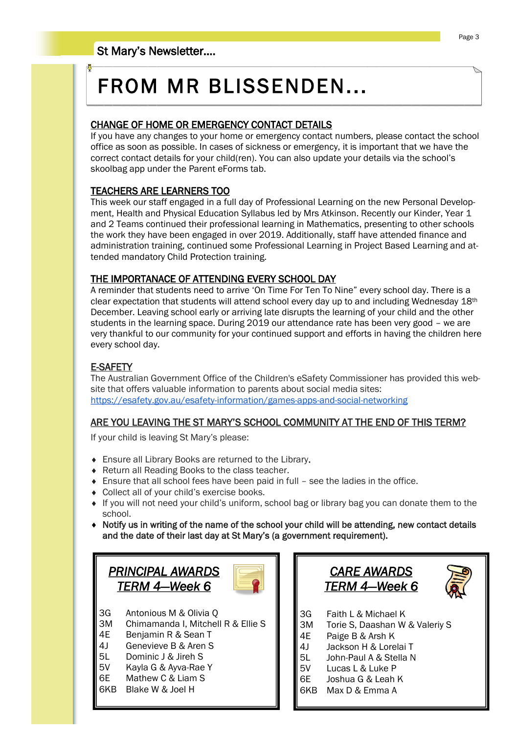# FROM MR BLISSENDEN…

## CHANGE OF HOME OR EMERGENCY CONTACT DETAILS

If you have any changes to your home or emergency contact numbers, please contact the school office as soon as possible. In cases of sickness or emergency, it is important that we have the correct contact details for your child(ren). You can also update your details via the school's skoolbag app under the Parent eForms tab.

## TEACHERS ARE LEARNERS TOO

This week our staff engaged in a full day of Professional Learning on the new Personal Development, Health and Physical Education Syllabus led by Mrs Atkinson. Recently our Kinder, Year 1 and 2 Teams continued their professional learning in Mathematics, presenting to other schools the work they have been engaged in over 2019. Additionally, staff have attended finance and administration training, continued some Professional Learning in Project Based Learning and attended mandatory Child Protection training.

## THE IMPORTANACE OF ATTENDING EVERY SCHOOL DAY

A reminder that students need to arrive 'On Time For Ten To Nine" every school day. There is a clear expectation that students will attend school every day up to and including Wednesday 18th December. Leaving school early or arriving late disrupts the learning of your child and the other students in the learning space. During 2019 our attendance rate has been very good – we are very thankful to our community for your continued support and efforts in having the children here every school day.

## E-SAFETY

The Australian Government Office of the Children's eSafety Commissioner has provided this website that offers valuable information to parents about social media sites:
https://esafety.gov.au/esafety-information/games-apps-and-social-networking

## ARE YOU LEAVING THE ST MARY'S SCHOOL COMMUNITY AT THE END OF THIS TERM?

If your child is leaving St Mary's please:

- Ensure all Library Books are returned to the Library.
- Return all Reading Books to the class teacher.
- Ensure that all school fees have been paid in full – see the ladies in the office.
- Collect all of your child's exercise books.
- If you will not need your child's uniform, school bag or library bag you can donate them to the school.
- **Notify us in writing of the name of the school your child will be attending, new contact details and the date of their last day at St Mary's (a government requirement).**

## *PRINCIPAL AWARDS TERM 4—Week 6*

| Class | Students |
|---|---|
| 3G | Antonious M & Olivia Q |
| 3M | Chimamanda I, Mitchell R & Ellie S |
| 4E | Benjamin R & Sean T |
| 4J | Genevieve B & Aren S |
| 5L | Dominic J & Jireh S |
| 5V | Kayla G & Ayva-Rae Y |
| 6E | Mathew C & Liam S |
| 6KB | Blake W & Joel H |

## *CARE AWARDS TERM 4—Week 6*

| Class | Students |
|---|---|
| 3G | Faith L & Michael K |
| 3M | Torie S, Daashan W & Valeriy S |
| 4E | Paige B & Arsh K |
| 4J | Jackson H & Lorelai T |
| 5L | John-Paul A & Stella N |
| 5V | Lucas L & Luke P |
| 6E | Joshua G & Leah K |
| 6KB | Max D & Emma A |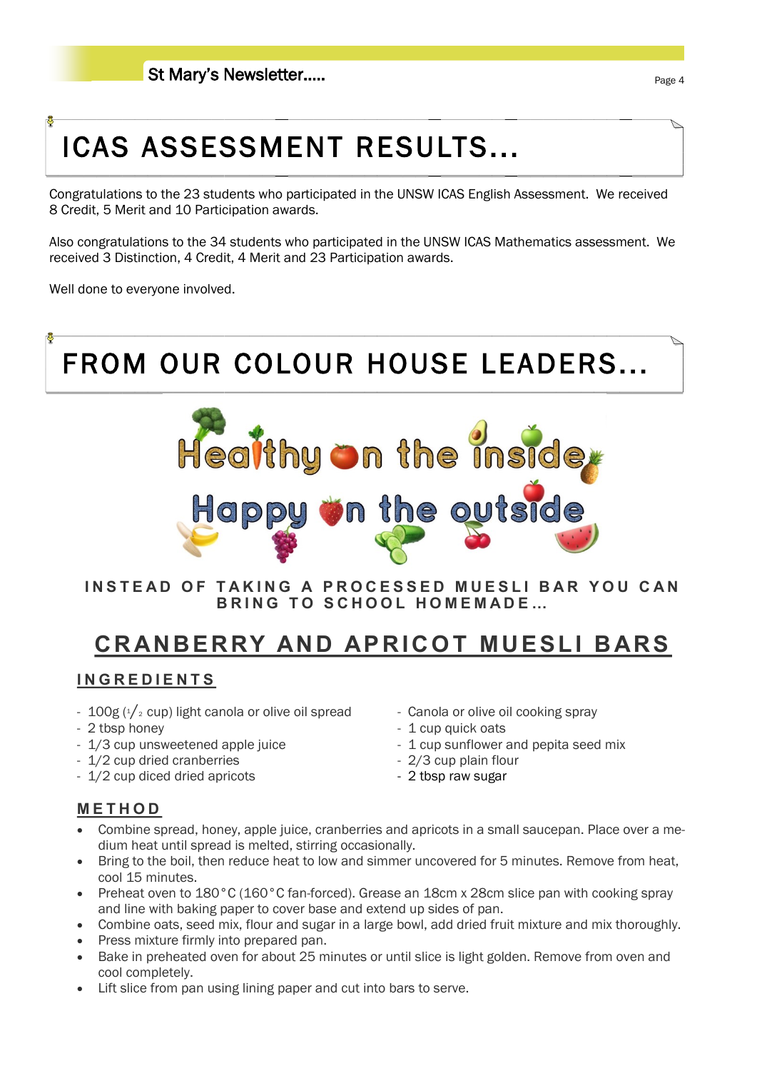# ICAS ASSESSMENT RESULTS...

Congratulations to the 23 students who participated in the UNSW ICAS English Assessment. We received 8 Credit, 5 Merit and 10 Participation awards.

Also congratulations to the 34 students who participated in the UNSW ICAS Mathematics assessment. We received 3 Distinction, 4 Credit, 4 Merit and 23 Participation awards.

Well done to everyone involved.

# FROM OUR COLOUR HOUSE LEADERS...

Healthy on the inside

Happy on the outside

**INSTEAD OF TAKING A PROCESSED MUESLI BAR YOU CAN BRING TO SCHOOL HOMEMADE...**

## CRANBERRY AND APRICOT MUESLI BARS

### INGREDIENTS

- 100g (1/2 cup) light canola or olive oil spread
- 2 tbsp honey
- 1/3 cup unsweetened apple juice
- 1/2 cup dried cranberries
- 1/2 cup diced dried apricots
- Canola or olive oil cooking spray
- 1 cup quick oats
- 1 cup sunflower and pepita seed mix
- 2/3 cup plain flour
- 2 tbsp raw sugar

### METHOD

- Combine spread, honey, apple juice, cranberries and apricots in a small saucepan. Place over a medium heat until spread is melted, stirring occasionally.
- Bring to the boil, then reduce heat to low and simmer uncovered for 5 minutes. Remove from heat, cool 15 minutes.
- Preheat oven to 180°C (160°C fan-forced). Grease an 18cm x 28cm slice pan with cooking spray and line with baking paper to cover base and extend up sides of pan.
- Combine oats, seed mix, flour and sugar in a large bowl, add dried fruit mixture and mix thoroughly.
- Press mixture firmly into prepared pan.
- Bake in preheated oven for about 25 minutes or until slice is light golden. Remove from oven and cool completely.
- Lift slice from pan using lining paper and cut into bars to serve.